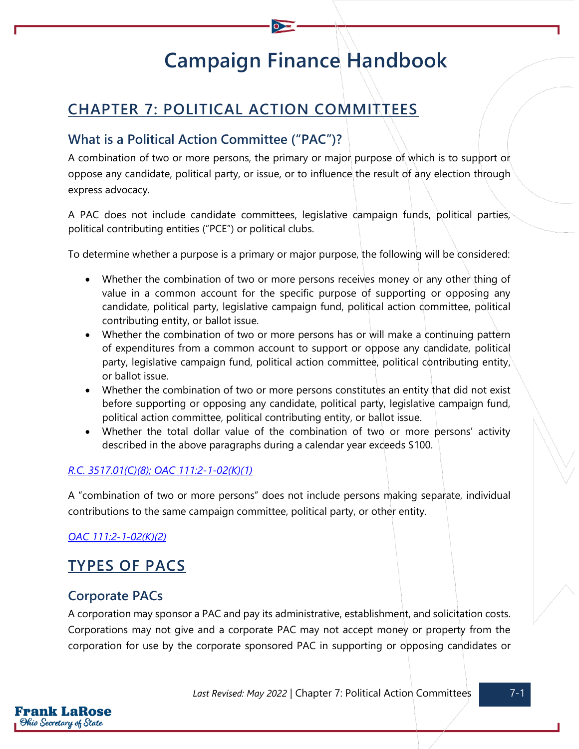# Campaign Finance Handbook

## CHAPTER 7: POLITICAL ACTION COMMITTEES

### What is a Political Action Committee ("PAC")?

A combination of two or more persons, the primary or major purpose of which is to support or oppose any candidate, political party, or issue, or to influence the result of any election through express advocacy.

A PAC does not include candidate committees, legislative campaign funds, political parties, political contributing entities ("PCE") or political clubs.

To determine whether a purpose is a primary or major purpose, the following will be considered:

- Whether the combination of two or more persons receives money or any other thing of value in a common account for the specific purpose of supporting or opposing any candidate, political party, legislative campaign fund, political action committee, political contributing entity, or ballot issue.
- Whether the combination of two or more persons has or will make a continuing pattern of expenditures from a common account to support or oppose any candidate, political party, legislative campaign fund, political action committee, political contributing entity, or ballot issue.
- Whether the combination of two or more persons constitutes an entity that did not exist before supporting or opposing any candidate, political party, legislative campaign fund, political action committee, political contributing entity, or ballot issue.
- Whether the total dollar value of the combination of two or more persons' activity described in the above paragraphs during a calendar year exceeds $100.

*R.C. 3517.01(C)(8); OAC 111:2-1-02(K)(1)*

A "combination of two or more persons" does not include persons making separate, individual contributions to the same campaign committee, political party, or other entity.

*OAC 111:2-1-02(K)(2)*

## TYPES OF PACS

### Corporate PACs

A corporation may sponsor a PAC and pay its administrative, establishment, and solicitation costs. Corporations may not give and a corporate PAC may not accept money or property from the corporation for use by the corporate sponsored PAC in supporting or opposing candidates or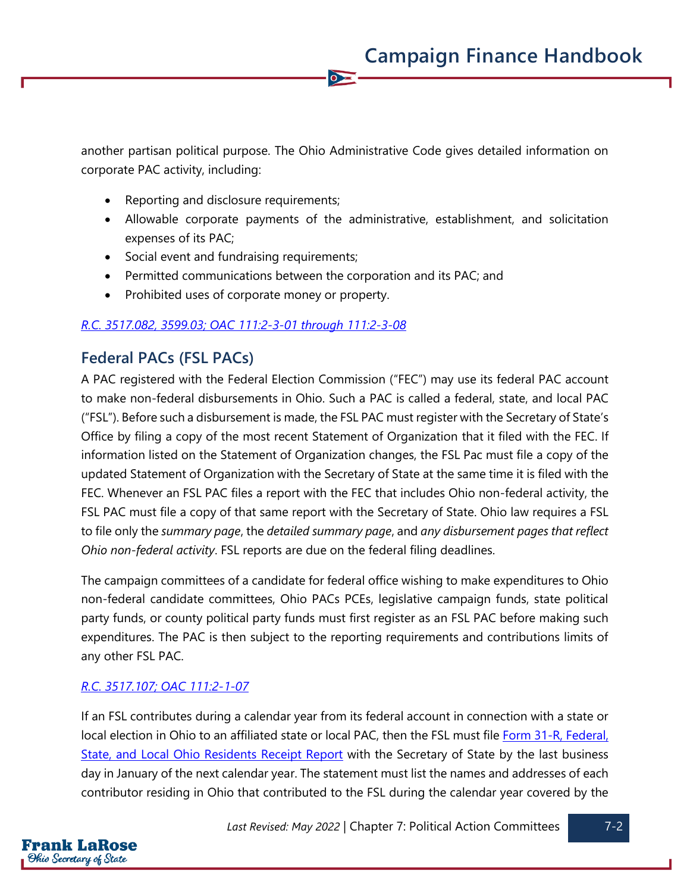another partisan political purpose. The Ohio Administrative Code gives detailed information on corporate PAC activity, including:

- Reporting and disclosure requirements;
- Allowable corporate payments of the administrative, establishment, and solicitation expenses of its PAC;
- Social event and fundraising requirements;
- Permitted communications between the corporation and its PAC; and
- Prohibited uses of corporate money or property.

*R.C. 3517.082, 3599.03; OAC 111:2-3-01 through 111:2-3-08*

## Federal PACs (FSL PACs)

A PAC registered with the Federal Election Commission ("FEC") may use its federal PAC account to make non-federal disbursements in Ohio. Such a PAC is called a federal, state, and local PAC ("FSL"). Before such a disbursement is made, the FSL PAC must register with the Secretary of State's Office by filing a copy of the most recent Statement of Organization that it filed with the FEC. If information listed on the Statement of Organization changes, the FSL Pac must file a copy of the updated Statement of Organization with the Secretary of State at the same time it is filed with the FEC. Whenever an FSL PAC files a report with the FEC that includes Ohio non-federal activity, the FSL PAC must file a copy of that same report with the Secretary of State. Ohio law requires a FSL to file only the *summary page*, the *detailed summary page*, and *any disbursement pages that reflect Ohio non-federal activity*. FSL reports are due on the federal filing deadlines.

The campaign committees of a candidate for federal office wishing to make expenditures to Ohio non-federal candidate committees, Ohio PACs PCEs, legislative campaign funds, state political party funds, or county political party funds must first register as an FSL PAC before making such expenditures. The PAC is then subject to the reporting requirements and contributions limits of any other FSL PAC.

*R.C. 3517.107; OAC 111:2-1-07*

If an FSL contributes during a calendar year from its federal account in connection with a state or local election in Ohio to an affiliated state or local PAC, then the FSL must file Form 31-R, Federal, State, and Local Ohio Residents Receipt Report with the Secretary of State by the last business day in January of the next calendar year. The statement must list the names and addresses of each contributor residing in Ohio that contributed to the FSL during the calendar year covered by the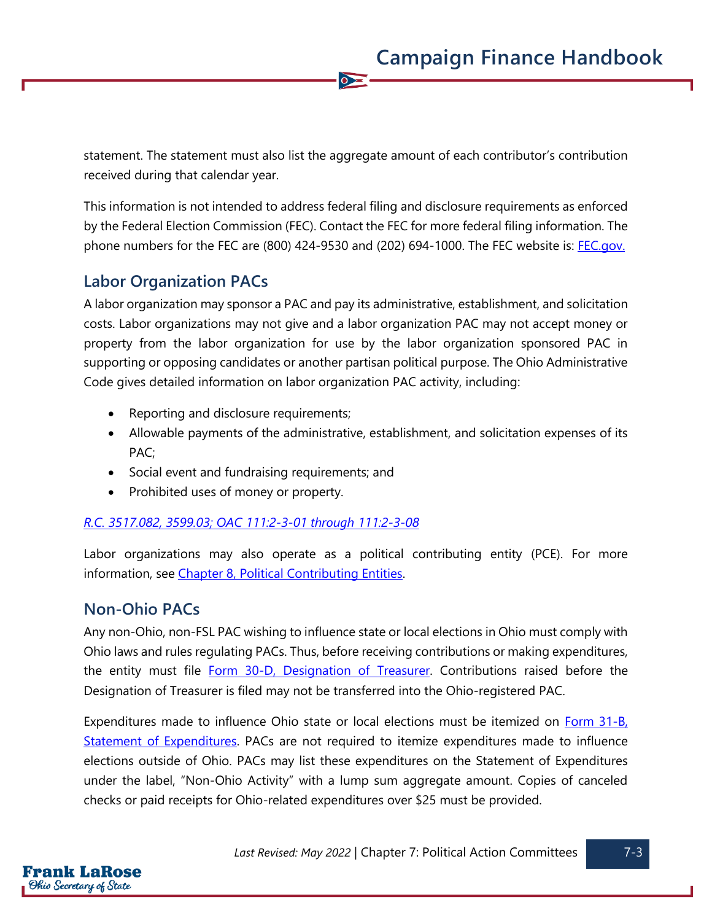statement. The statement must also list the aggregate amount of each contributor's contribution received during that calendar year.

This information is not intended to address federal filing and disclosure requirements as enforced by the Federal Election Commission (FEC). Contact the FEC for more federal filing information. The phone numbers for the FEC are (800) 424-9530 and (202) 694-1000. The FEC website is: [FEC.gov.](https://www.fec.gov)

## Labor Organization PACs

A labor organization may sponsor a PAC and pay its administrative, establishment, and solicitation costs. Labor organizations may not give and a labor organization PAC may not accept money or property from the labor organization for use by the labor organization sponsored PAC in supporting or opposing candidates or another partisan political purpose. The Ohio Administrative Code gives detailed information on labor organization PAC activity, including:

- Reporting and disclosure requirements;
- Allowable payments of the administrative, establishment, and solicitation expenses of its PAC;
- Social event and fundraising requirements; and
- Prohibited uses of money or property.

*R.C. 3517.082, 3599.03; OAC 111:2-3-01 through 111:2-3-08*

Labor organizations may also operate as a political contributing entity (PCE). For more information, see Chapter 8, Political Contributing Entities.

## Non-Ohio PACs

Any non-Ohio, non-FSL PAC wishing to influence state or local elections in Ohio must comply with Ohio laws and rules regulating PACs. Thus, before receiving contributions or making expenditures, the entity must file Form 30-D, Designation of Treasurer. Contributions raised before the Designation of Treasurer is filed may not be transferred into the Ohio-registered PAC.

Expenditures made to influence Ohio state or local elections must be itemized on Form 31-B, Statement of Expenditures. PACs are not required to itemize expenditures made to influence elections outside of Ohio. PACs may list these expenditures on the Statement of Expenditures under the label, "Non-Ohio Activity" with a lump sum aggregate amount. Copies of canceled checks or paid receipts for Ohio-related expenditures over $25 must be provided.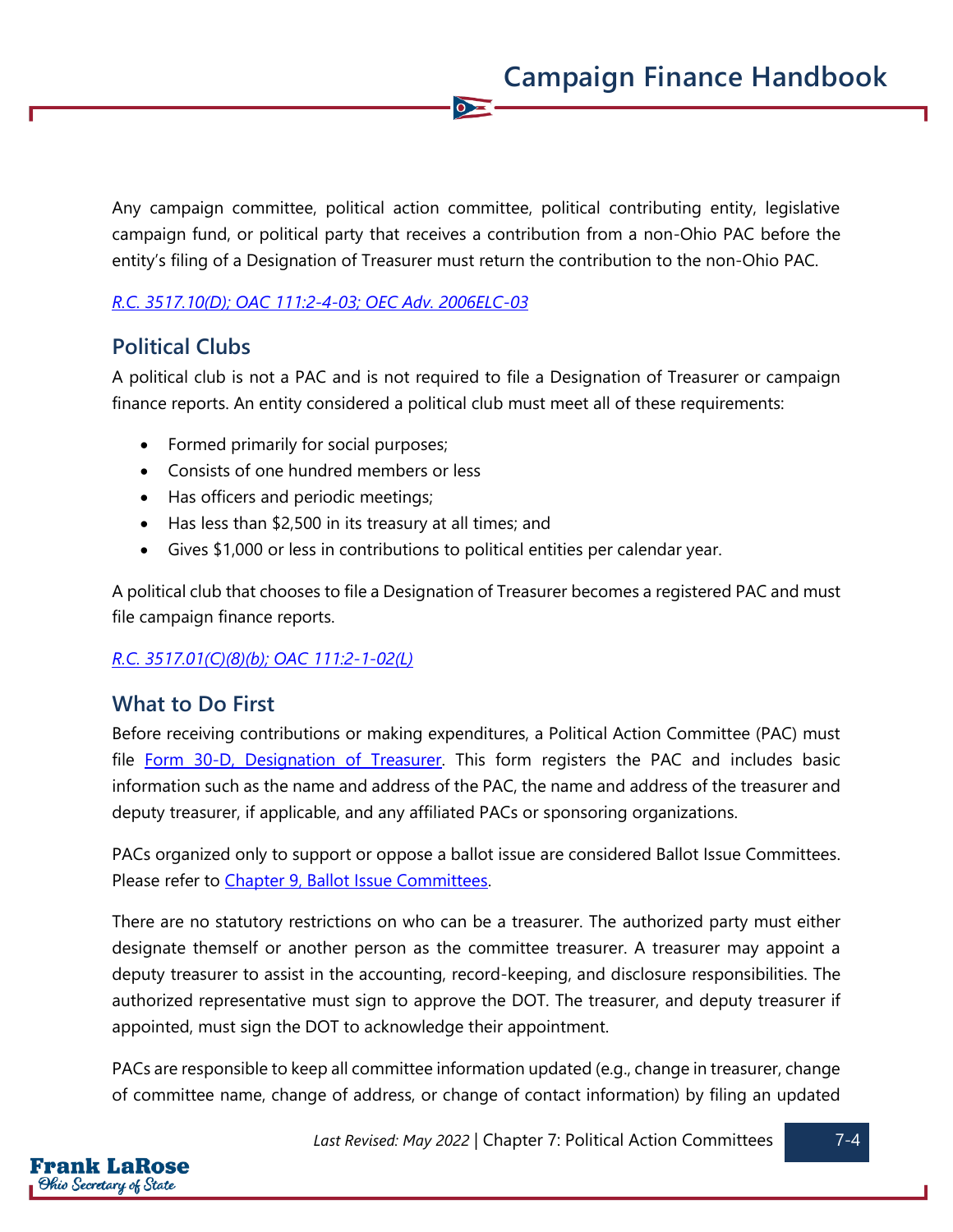Any campaign committee, political action committee, political contributing entity, legislative campaign fund, or political party that receives a contribution from a non-Ohio PAC before the entity's filing of a Designation of Treasurer must return the contribution to the non-Ohio PAC.

*R.C. 3517.10(D); OAC 111:2-4-03; OEC Adv. 2006ELC-03*

## Political Clubs

A political club is not a PAC and is not required to file a Designation of Treasurer or campaign finance reports. An entity considered a political club must meet all of these requirements:

- Formed primarily for social purposes;
- Consists of one hundred members or less
- Has officers and periodic meetings;
- Has less than $2,500 in its treasury at all times; and
- Gives $1,000 or less in contributions to political entities per calendar year.

A political club that chooses to file a Designation of Treasurer becomes a registered PAC and must file campaign finance reports.

*R.C. 3517.01(C)(8)(b); OAC 111:2-1-02(L)*

## What to Do First

Before receiving contributions or making expenditures, a Political Action Committee (PAC) must file Form 30-D, Designation of Treasurer. This form registers the PAC and includes basic information such as the name and address of the PAC, the name and address of the treasurer and deputy treasurer, if applicable, and any affiliated PACs or sponsoring organizations.

PACs organized only to support or oppose a ballot issue are considered Ballot Issue Committees. Please refer to Chapter 9, Ballot Issue Committees.

There are no statutory restrictions on who can be a treasurer. The authorized party must either designate themself or another person as the committee treasurer. A treasurer may appoint a deputy treasurer to assist in the accounting, record-keeping, and disclosure responsibilities. The authorized representative must sign to approve the DOT. The treasurer, and deputy treasurer if appointed, must sign the DOT to acknowledge their appointment.

PACs are responsible to keep all committee information updated (e.g., change in treasurer, change of committee name, change of address, or change of contact information) by filing an updated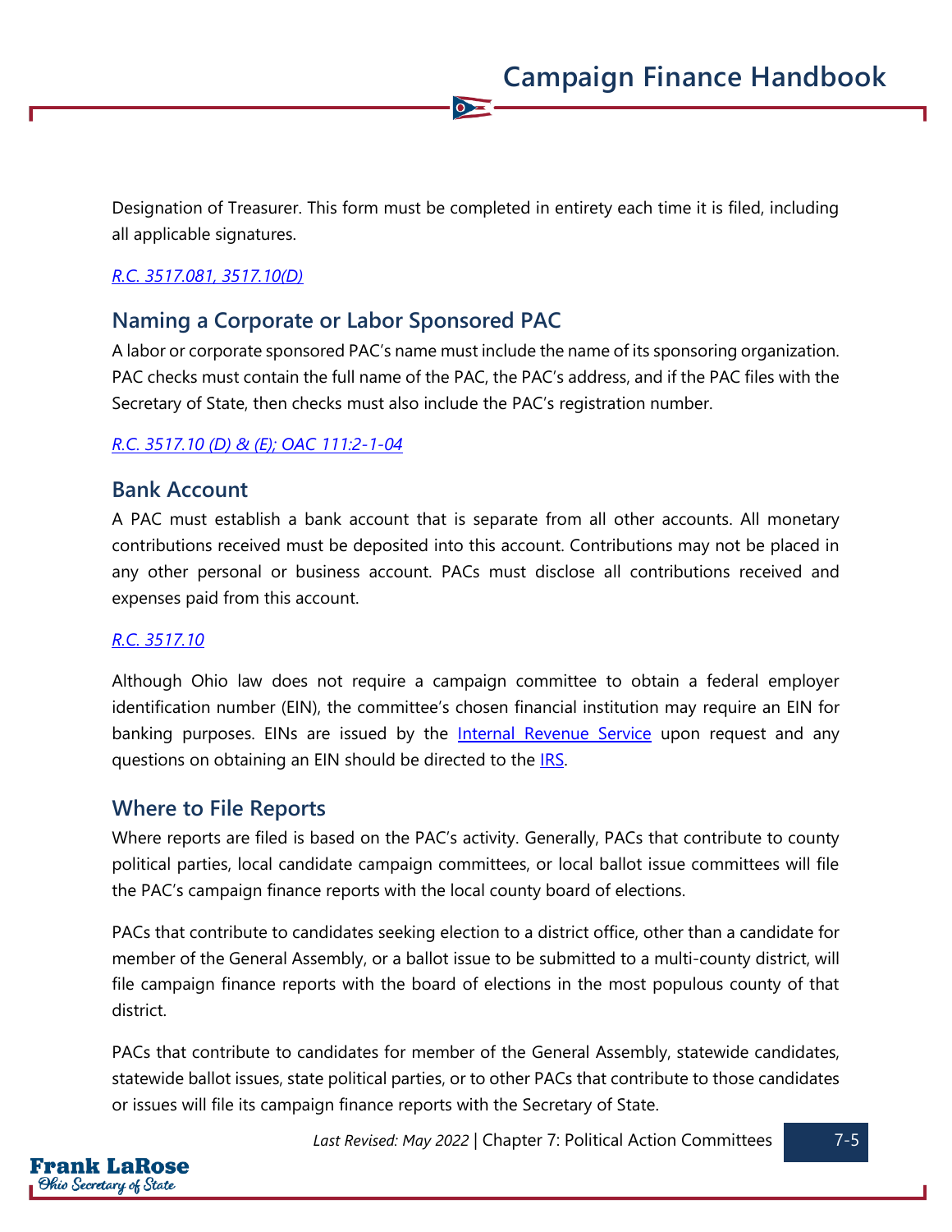Designation of Treasurer. This form must be completed in entirety each time it is filed, including all applicable signatures.

*[R.C. 3517.081, 3517.10(D)]*

## Naming a Corporate or Labor Sponsored PAC

A labor or corporate sponsored PAC's name must include the name of its sponsoring organization. PAC checks must contain the full name of the PAC, the PAC's address, and if the PAC files with the Secretary of State, then checks must also include the PAC's registration number.

*[R.C. 3517.10 (D) & (E); OAC 111:2-1-04]*

## Bank Account

A PAC must establish a bank account that is separate from all other accounts. All monetary contributions received must be deposited into this account. Contributions may not be placed in any other personal or business account. PACs must disclose all contributions received and expenses paid from this account.

*[R.C. 3517.10]*

Although Ohio law does not require a campaign committee to obtain a federal employer identification number (EIN), the committee's chosen financial institution may require an EIN for banking purposes. EINs are issued by the Internal Revenue Service upon request and any questions on obtaining an EIN should be directed to the IRS.

## Where to File Reports

Where reports are filed is based on the PAC's activity. Generally, PACs that contribute to county political parties, local candidate campaign committees, or local ballot issue committees will file the PAC's campaign finance reports with the local county board of elections.

PACs that contribute to candidates seeking election to a district office, other than a candidate for member of the General Assembly, or a ballot issue to be submitted to a multi-county district, will file campaign finance reports with the board of elections in the most populous county of that district.

PACs that contribute to candidates for member of the General Assembly, statewide candidates, statewide ballot issues, state political parties, or to other PACs that contribute to those candidates or issues will file its campaign finance reports with the Secretary of State.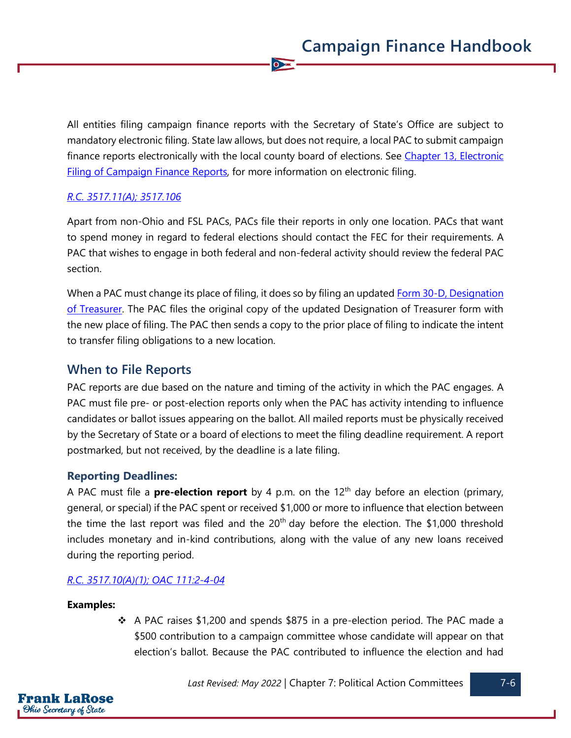All entities filing campaign finance reports with the Secretary of State's Office are subject to mandatory electronic filing. State law allows, but does not require, a local PAC to submit campaign finance reports electronically with the local county board of elections. See [Chapter 13, Electronic Filing of Campaign Finance Reports](), for more information on electronic filing.

*[R.C. 3517.11(A); 3517.106]()*

Apart from non-Ohio and FSL PACs, PACs file their reports in only one location. PACs that want to spend money in regard to federal elections should contact the FEC for their requirements. A PAC that wishes to engage in both federal and non-federal activity should review the federal PAC section.

When a PAC must change its place of filing, it does so by filing an updated [Form 30-D, Designation of Treasurer](). The PAC files the original copy of the updated Designation of Treasurer form with the new place of filing. The PAC then sends a copy to the prior place of filing to indicate the intent to transfer filing obligations to a new location.

## When to File Reports

PAC reports are due based on the nature and timing of the activity in which the PAC engages. A PAC must file pre- or post-election reports only when the PAC has activity intending to influence candidates or ballot issues appearing on the ballot. All mailed reports must be physically received by the Secretary of State or a board of elections to meet the filing deadline requirement. A report postmarked, but not received, by the deadline is a late filing.

### Reporting Deadlines:

A PAC must file a **pre-election report** by 4 p.m. on the 12th day before an election (primary, general, or special) if the PAC spent or received $1,000 or more to influence that election between the time the last report was filed and the 20th day before the election. The $1,000 threshold includes monetary and in-kind contributions, along with the value of any new loans received during the reporting period.

*[R.C. 3517.10(A)(1); OAC 111:2-4-04]()*

**Examples:**

- A PAC raises $1,200 and spends $875 in a pre-election period. The PAC made a $500 contribution to a campaign committee whose candidate will appear on that election's ballot. Because the PAC contributed to influence the election and had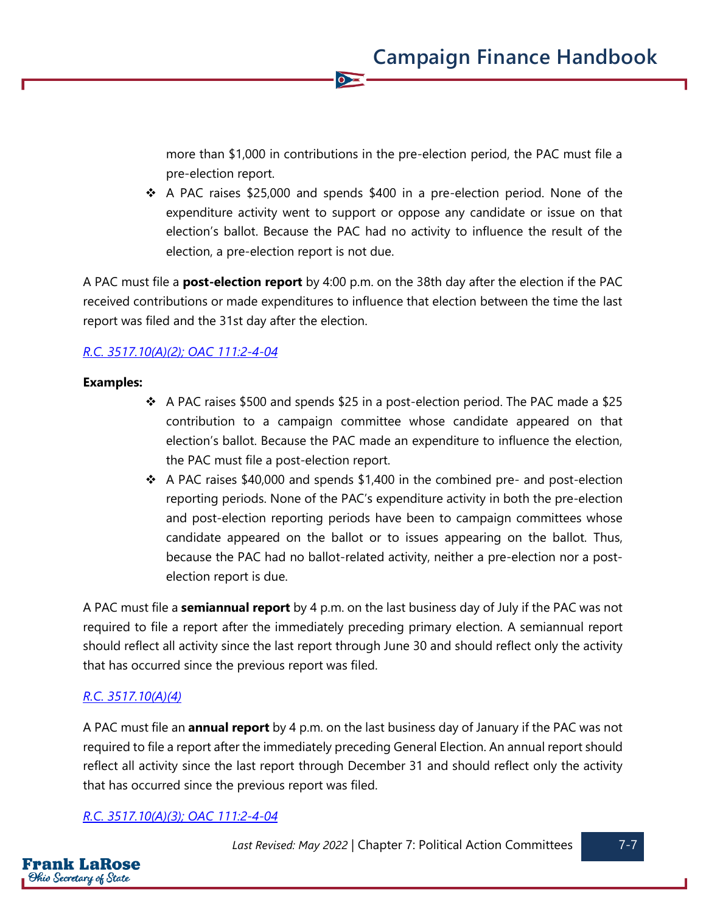more than $1,000 in contributions in the pre-election period, the PAC must file a pre-election report.

- A PAC raises $25,000 and spends $400 in a pre-election period. None of the expenditure activity went to support or oppose any candidate or issue on that election's ballot. Because the PAC had no activity to influence the result of the election, a pre-election report is not due.

A PAC must file a **post-election report** by 4:00 p.m. on the 38th day after the election if the PAC received contributions or made expenditures to influence that election between the time the last report was filed and the 31st day after the election.

*R.C. 3517.10(A)(2); OAC 111:2-4-04*

**Examples:**

- A PAC raises $500 and spends $25 in a post-election period. The PAC made a $25 contribution to a campaign committee whose candidate appeared on that election's ballot. Because the PAC made an expenditure to influence the election, the PAC must file a post-election report.
- A PAC raises $40,000 and spends $1,400 in the combined pre- and post-election reporting periods. None of the PAC's expenditure activity in both the pre-election and post-election reporting periods have been to campaign committees whose candidate appeared on the ballot or to issues appearing on the ballot. Thus, because the PAC had no ballot-related activity, neither a pre-election nor a post-election report is due.

A PAC must file a **semiannual report** by 4 p.m. on the last business day of July if the PAC was not required to file a report after the immediately preceding primary election. A semiannual report should reflect all activity since the last report through June 30 and should reflect only the activity that has occurred since the previous report was filed.

*R.C. 3517.10(A)(4)*

A PAC must file an **annual report** by 4 p.m. on the last business day of January if the PAC was not required to file a report after the immediately preceding General Election. An annual report should reflect all activity since the last report through December 31 and should reflect only the activity that has occurred since the previous report was filed.

*R.C. 3517.10(A)(3); OAC 111:2-4-04*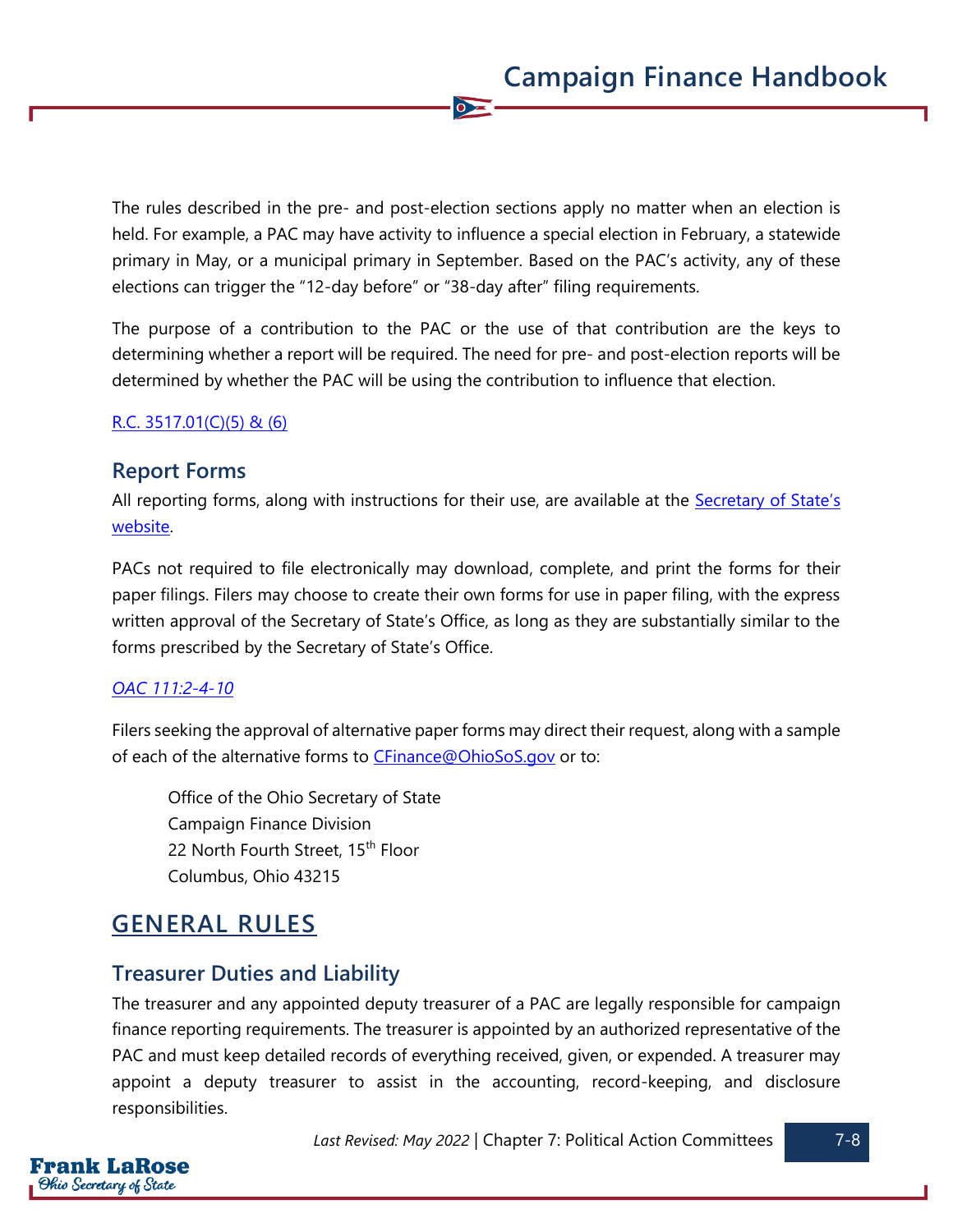The rules described in the pre- and post-election sections apply no matter when an election is held. For example, a PAC may have activity to influence a special election in February, a statewide primary in May, or a municipal primary in September. Based on the PAC's activity, any of these elections can trigger the "12-day before" or "38-day after" filing requirements.

The purpose of a contribution to the PAC or the use of that contribution are the keys to determining whether a report will be required. The need for pre- and post-election reports will be determined by whether the PAC will be using the contribution to influence that election.

R.C. 3517.01(C)(5) & (6)

### Report Forms

All reporting forms, along with instructions for their use, are available at the Secretary of State's website.

PACs not required to file electronically may download, complete, and print the forms for their paper filings. Filers may choose to create their own forms for use in paper filing, with the express written approval of the Secretary of State's Office, as long as they are substantially similar to the forms prescribed by the Secretary of State's Office.

*OAC 111:2-4-10*

Filers seeking the approval of alternative paper forms may direct their request, along with a sample of each of the alternative forms to CFinance@OhioSoS.gov or to:

> Office of the Ohio Secretary of State
> Campaign Finance Division
> 22 North Fourth Street, 15th Floor
> Columbus, Ohio 43215

## GENERAL RULES

### Treasurer Duties and Liability

The treasurer and any appointed deputy treasurer of a PAC are legally responsible for campaign finance reporting requirements. The treasurer is appointed by an authorized representative of the PAC and must keep detailed records of everything received, given, or expended. A treasurer may appoint a deputy treasurer to assist in the accounting, record-keeping, and disclosure responsibilities.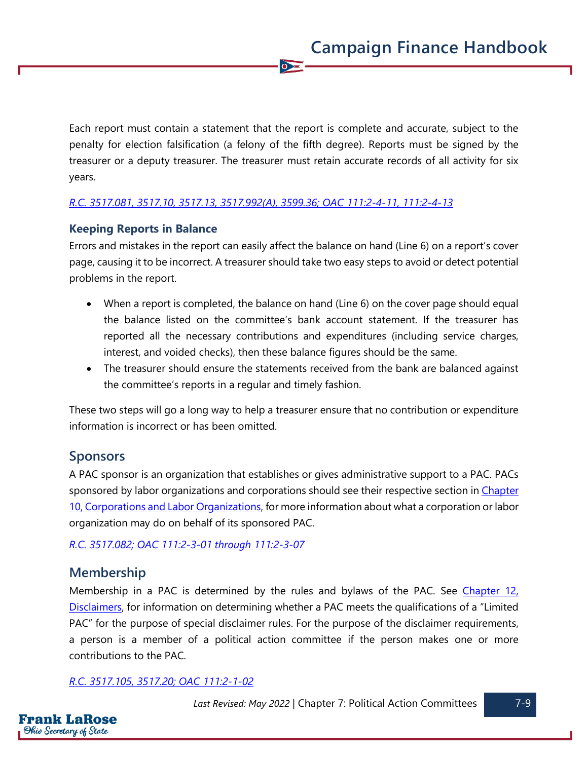Each report must contain a statement that the report is complete and accurate, subject to the penalty for election falsification (a felony of the fifth degree). Reports must be signed by the treasurer or a deputy treasurer. The treasurer must retain accurate records of all activity for six years.

*R.C. 3517.081, 3517.10, 3517.13, 3517.992(A), 3599.36; OAC 111:2-4-11, 111:2-4-13*

### Keeping Reports in Balance

Errors and mistakes in the report can easily affect the balance on hand (Line 6) on a report's cover page, causing it to be incorrect. A treasurer should take two easy steps to avoid or detect potential problems in the report.

- When a report is completed, the balance on hand (Line 6) on the cover page should equal the balance listed on the committee's bank account statement. If the treasurer has reported all the necessary contributions and expenditures (including service charges, interest, and voided checks), then these balance figures should be the same.
- The treasurer should ensure the statements received from the bank are balanced against the committee's reports in a regular and timely fashion.

These two steps will go a long way to help a treasurer ensure that no contribution or expenditure information is incorrect or has been omitted.

## Sponsors

A PAC sponsor is an organization that establishes or gives administrative support to a PAC. PACs sponsored by labor organizations and corporations should see their respective section in Chapter 10, Corporations and Labor Organizations, for more information about what a corporation or labor organization may do on behalf of its sponsored PAC.

*R.C. 3517.082; OAC 111:2-3-01 through 111:2-3-07*

## Membership

Membership in a PAC is determined by the rules and bylaws of the PAC. See Chapter 12, Disclaimers, for information on determining whether a PAC meets the qualifications of a "Limited PAC" for the purpose of special disclaimer rules. For the purpose of the disclaimer requirements, a person is a member of a political action committee if the person makes one or more contributions to the PAC.

*R.C. 3517.105, 3517.20; OAC 111:2-1-02*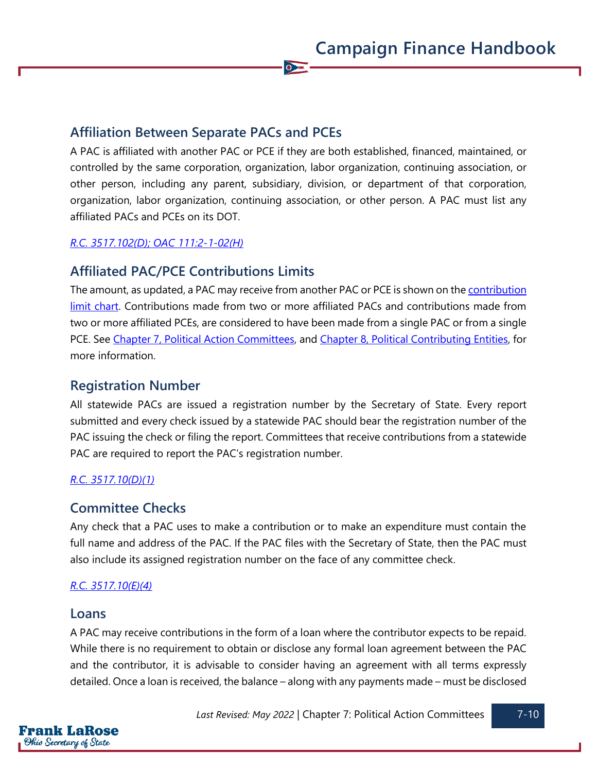## Affiliation Between Separate PACs and PCEs

A PAC is affiliated with another PAC or PCE if they are both established, financed, maintained, or controlled by the same corporation, organization, labor organization, continuing association, or other person, including any parent, subsidiary, division, or department of that corporation, organization, labor organization, continuing association, or other person. A PAC must list any affiliated PACs and PCEs on its DOT.

*R.C. 3517.102(D); OAC 111:2-1-02(H)*

## Affiliated PAC/PCE Contributions Limits

The amount, as updated, a PAC may receive from another PAC or PCE is shown on the contribution limit chart. Contributions made from two or more affiliated PACs and contributions made from two or more affiliated PCEs, are considered to have been made from a single PAC or from a single PCE. See Chapter 7, Political Action Committees, and Chapter 8, Political Contributing Entities, for more information.

## Registration Number

All statewide PACs are issued a registration number by the Secretary of State. Every report submitted and every check issued by a statewide PAC should bear the registration number of the PAC issuing the check or filing the report. Committees that receive contributions from a statewide PAC are required to report the PAC's registration number.

*R.C. 3517.10(D)(1)*

## Committee Checks

Any check that a PAC uses to make a contribution or to make an expenditure must contain the full name and address of the PAC. If the PAC files with the Secretary of State, then the PAC must also include its assigned registration number on the face of any committee check.

*R.C. 3517.10(E)(4)*

## Loans

A PAC may receive contributions in the form of a loan where the contributor expects to be repaid. While there is no requirement to obtain or disclose any formal loan agreement between the PAC and the contributor, it is advisable to consider having an agreement with all terms expressly detailed. Once a loan is received, the balance – along with any payments made – must be disclosed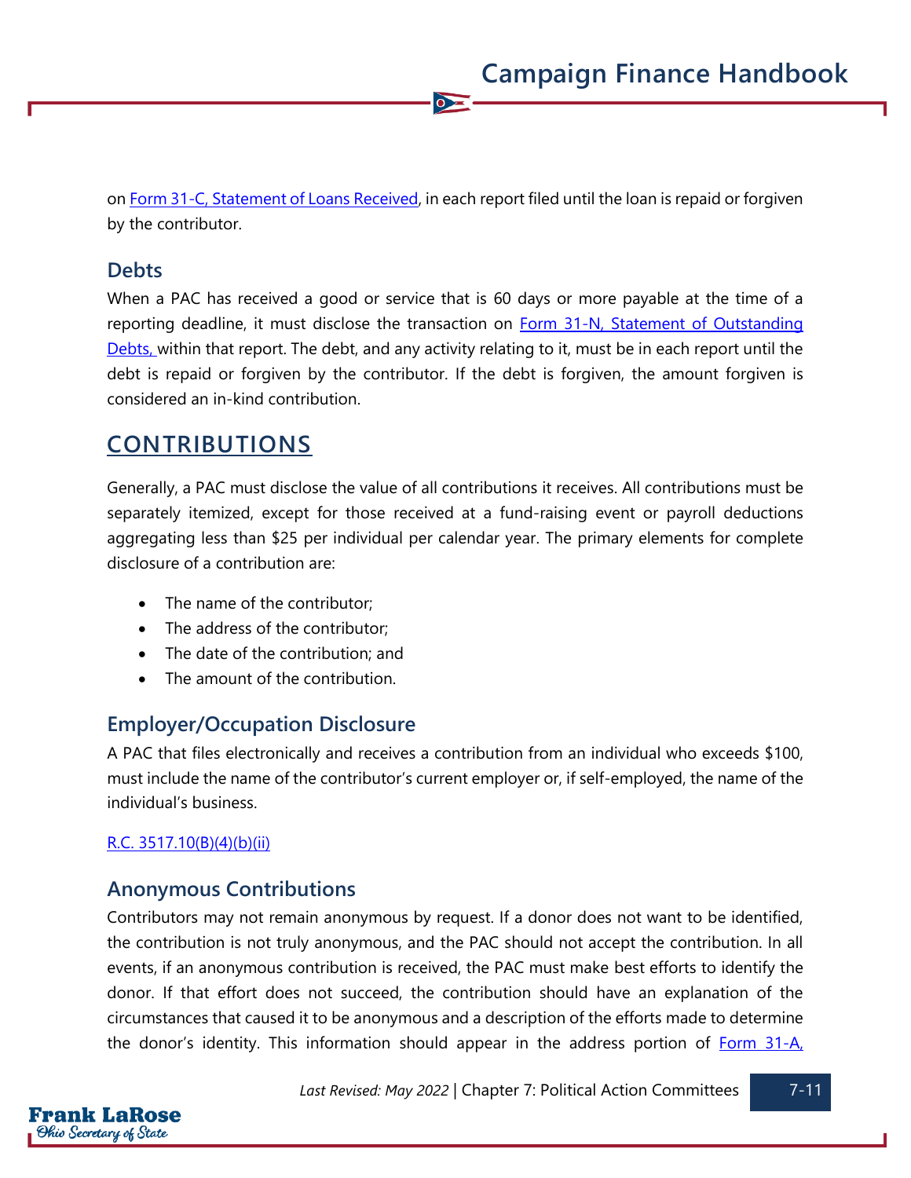on [Form 31-C, Statement of Loans Received](), in each report filed until the loan is repaid or forgiven by the contributor.

### Debts

When a PAC has received a good or service that is 60 days or more payable at the time of a reporting deadline, it must disclose the transaction on [Form 31-N, Statement of Outstanding Debts,]() within that report. The debt, and any activity relating to it, must be in each report until the debt is repaid or forgiven by the contributor. If the debt is forgiven, the amount forgiven is considered an in-kind contribution.

## CONTRIBUTIONS

Generally, a PAC must disclose the value of all contributions it receives. All contributions must be separately itemized, except for those received at a fund-raising event or payroll deductions aggregating less than $25 per individual per calendar year. The primary elements for complete disclosure of a contribution are:

- The name of the contributor;
- The address of the contributor;
- The date of the contribution; and
- The amount of the contribution.

### Employer/Occupation Disclosure

A PAC that files electronically and receives a contribution from an individual who exceeds $100, must include the name of the contributor's current employer or, if self-employed, the name of the individual's business.

[R.C. 3517.10(B)(4)(b)(ii)]()

### Anonymous Contributions

Contributors may not remain anonymous by request. If a donor does not want to be identified, the contribution is not truly anonymous, and the PAC should not accept the contribution. In all events, if an anonymous contribution is received, the PAC must make best efforts to identify the donor. If that effort does not succeed, the contribution should have an explanation of the circumstances that caused it to be anonymous and a description of the efforts made to determine the donor's identity. This information should appear in the address portion of [Form 31-A,]()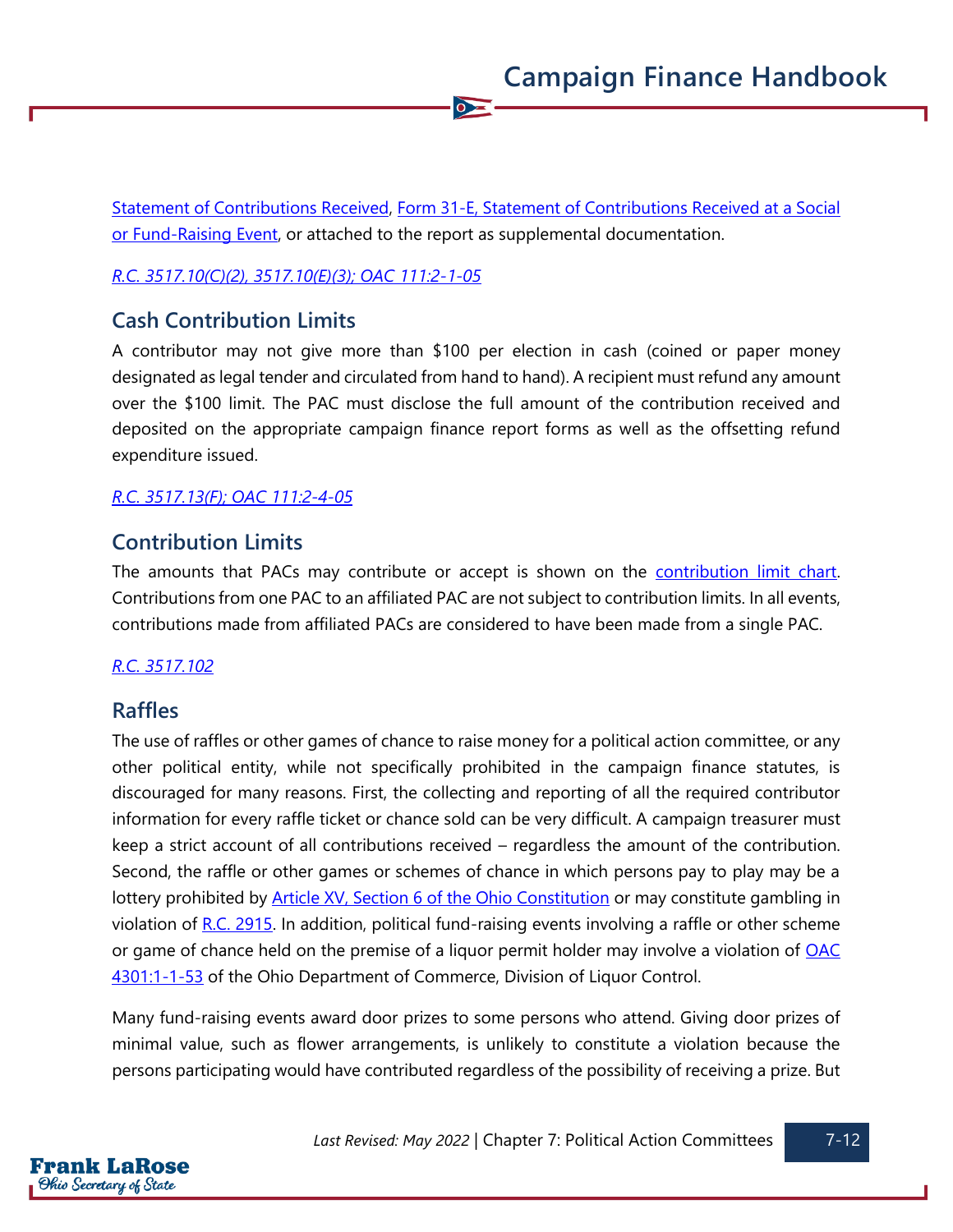Statement of Contributions Received, Form 31-E, Statement of Contributions Received at a Social or Fund-Raising Event, or attached to the report as supplemental documentation.

*R.C. 3517.10(C)(2), 3517.10(E)(3); OAC 111:2-1-05*

## Cash Contribution Limits

A contributor may not give more than $100 per election in cash (coined or paper money designated as legal tender and circulated from hand to hand). A recipient must refund any amount over the $100 limit. The PAC must disclose the full amount of the contribution received and deposited on the appropriate campaign finance report forms as well as the offsetting refund expenditure issued.

*R.C. 3517.13(F); OAC 111:2-4-05*

## Contribution Limits

The amounts that PACs may contribute or accept is shown on the contribution limit chart. Contributions from one PAC to an affiliated PAC are not subject to contribution limits. In all events, contributions made from affiliated PACs are considered to have been made from a single PAC.

*R.C. 3517.102*

## Raffles

The use of raffles or other games of chance to raise money for a political action committee, or any other political entity, while not specifically prohibited in the campaign finance statutes, is discouraged for many reasons. First, the collecting and reporting of all the required contributor information for every raffle ticket or chance sold can be very difficult. A campaign treasurer must keep a strict account of all contributions received – regardless the amount of the contribution. Second, the raffle or other games or schemes of chance in which persons pay to play may be a lottery prohibited by Article XV, Section 6 of the Ohio Constitution or may constitute gambling in violation of R.C. 2915. In addition, political fund-raising events involving a raffle or other scheme or game of chance held on the premise of a liquor permit holder may involve a violation of OAC 4301:1-1-53 of the Ohio Department of Commerce, Division of Liquor Control.

Many fund-raising events award door prizes to some persons who attend. Giving door prizes of minimal value, such as flower arrangements, is unlikely to constitute a violation because the persons participating would have contributed regardless of the possibility of receiving a prize. But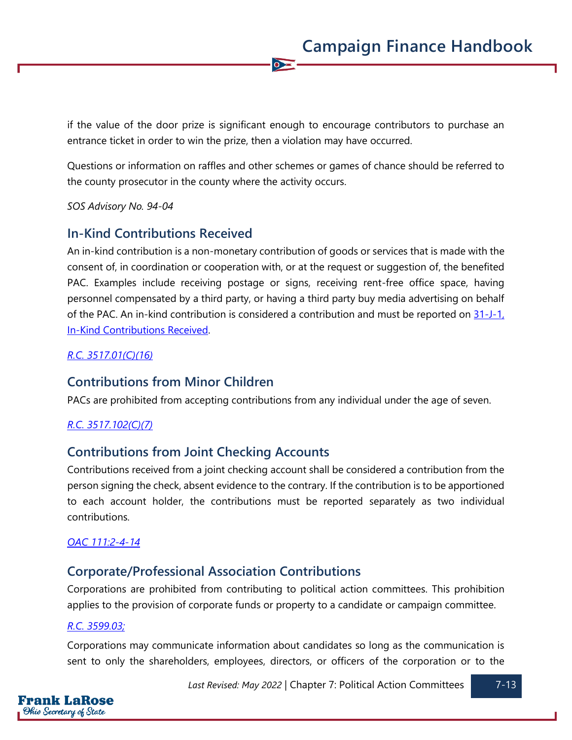if the value of the door prize is significant enough to encourage contributors to purchase an entrance ticket in order to win the prize, then a violation may have occurred.

Questions or information on raffles and other schemes or games of chance should be referred to the county prosecutor in the county where the activity occurs.

*SOS Advisory No. 94-04*

## In-Kind Contributions Received

An in-kind contribution is a non-monetary contribution of goods or services that is made with the consent of, in coordination or cooperation with, or at the request or suggestion of, the benefited PAC. Examples include receiving postage or signs, receiving rent-free office space, having personnel compensated by a third party, or having a third party buy media advertising on behalf of the PAC. An in-kind contribution is considered a contribution and must be reported on 31-J-1, In-Kind Contributions Received.

*R.C. 3517.01(C)(16)*

## Contributions from Minor Children

PACs are prohibited from accepting contributions from any individual under the age of seven.

*R.C. 3517.102(C)(7)*

## Contributions from Joint Checking Accounts

Contributions received from a joint checking account shall be considered a contribution from the person signing the check, absent evidence to the contrary. If the contribution is to be apportioned to each account holder, the contributions must be reported separately as two individual contributions.

*OAC 111:2-4-14*

## Corporate/Professional Association Contributions

Corporations are prohibited from contributing to political action committees. This prohibition applies to the provision of corporate funds or property to a candidate or campaign committee.

*R.C. 3599.03;*

Corporations may communicate information about candidates so long as the communication is sent to only the shareholders, employees, directors, or officers of the corporation or to the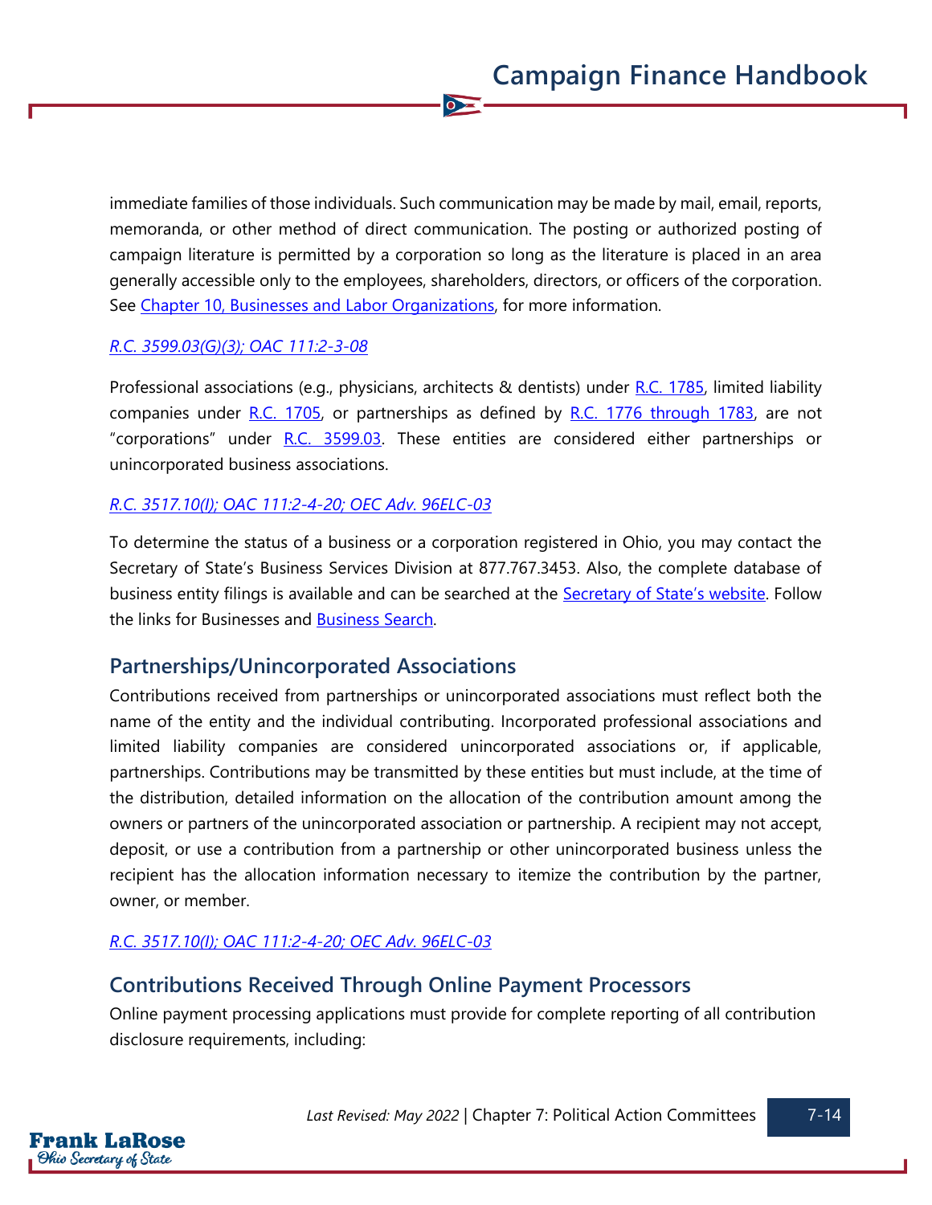immediate families of those individuals. Such communication may be made by mail, email, reports, memoranda, or other method of direct communication. The posting or authorized posting of campaign literature is permitted by a corporation so long as the literature is placed in an area generally accessible only to the employees, shareholders, directors, or officers of the corporation. See [Chapter 10, Businesses and Labor Organizations](), for more information.

*[R.C. 3599.03(G)(3); OAC 111:2-3-08]()*

Professional associations (e.g., physicians, architects & dentists) under [R.C. 1785](), limited liability companies under [R.C. 1705](), or partnerships as defined by [R.C. 1776 through 1783](), are not "corporations" under [R.C. 3599.03](). These entities are considered either partnerships or unincorporated business associations.

*[R.C. 3517.10(I); OAC 111:2-4-20; OEC Adv. 96ELC-03]()*

To determine the status of a business or a corporation registered in Ohio, you may contact the Secretary of State's Business Services Division at 877.767.3453. Also, the complete database of business entity filings is available and can be searched at the [Secretary of State's website](). Follow the links for Businesses and [Business Search]().

## Partnerships/Unincorporated Associations

Contributions received from partnerships or unincorporated associations must reflect both the name of the entity and the individual contributing. Incorporated professional associations and limited liability companies are considered unincorporated associations or, if applicable, partnerships. Contributions may be transmitted by these entities but must include, at the time of the distribution, detailed information on the allocation of the contribution amount among the owners or partners of the unincorporated association or partnership. A recipient may not accept, deposit, or use a contribution from a partnership or other unincorporated business unless the recipient has the allocation information necessary to itemize the contribution by the partner, owner, or member.

*[R.C. 3517.10(I); OAC 111:2-4-20; OEC Adv. 96ELC-03]()*

## Contributions Received Through Online Payment Processors

Online payment processing applications must provide for complete reporting of all contribution disclosure requirements, including: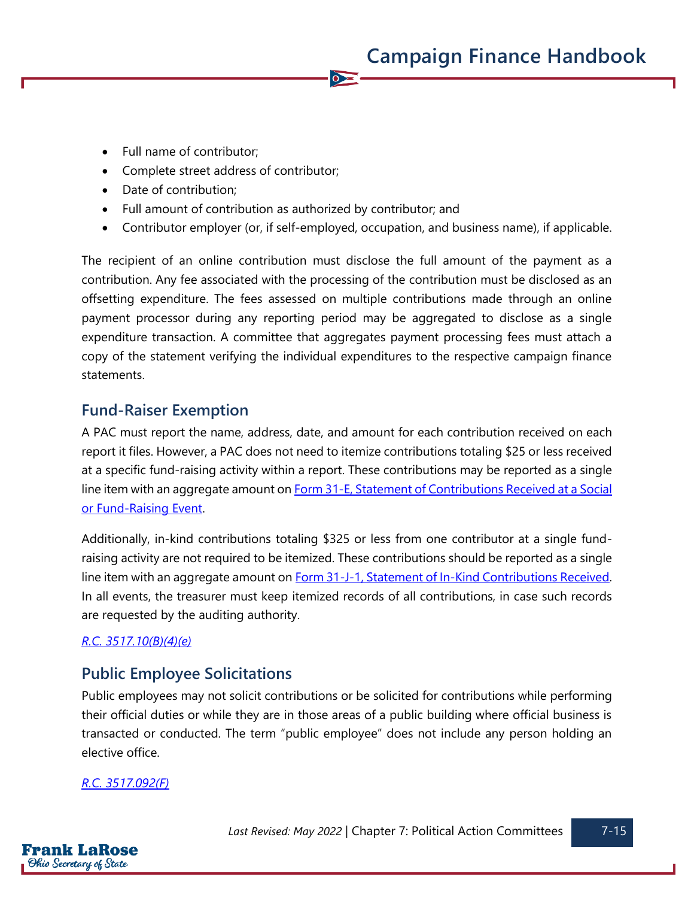- Full name of contributor;
- Complete street address of contributor;
- Date of contribution;
- Full amount of contribution as authorized by contributor; and
- Contributor employer (or, if self-employed, occupation, and business name), if applicable.

The recipient of an online contribution must disclose the full amount of the payment as a contribution. Any fee associated with the processing of the contribution must be disclosed as an offsetting expenditure. The fees assessed on multiple contributions made through an online payment processor during any reporting period may be aggregated to disclose as a single expenditure transaction. A committee that aggregates payment processing fees must attach a copy of the statement verifying the individual expenditures to the respective campaign finance statements.

## Fund-Raiser Exemption

A PAC must report the name, address, date, and amount for each contribution received on each report it files. However, a PAC does not need to itemize contributions totaling $25 or less received at a specific fund-raising activity within a report. These contributions may be reported as a single line item with an aggregate amount on [Form 31-E, Statement of Contributions Received at a Social or Fund-Raising Event](#).

Additionally, in-kind contributions totaling $325 or less from one contributor at a single fund-raising activity are not required to be itemized. These contributions should be reported as a single line item with an aggregate amount on [Form 31-J-1, Statement of In-Kind Contributions Received](#). In all events, the treasurer must keep itemized records of all contributions, in case such records are requested by the auditing authority.

*[R.C. 3517.10(B)(4)(e)](#)*

## Public Employee Solicitations

Public employees may not solicit contributions or be solicited for contributions while performing their official duties or while they are in those areas of a public building where official business is transacted or conducted. The term "public employee" does not include any person holding an elective office.

*[R.C. 3517.092(F)](#)*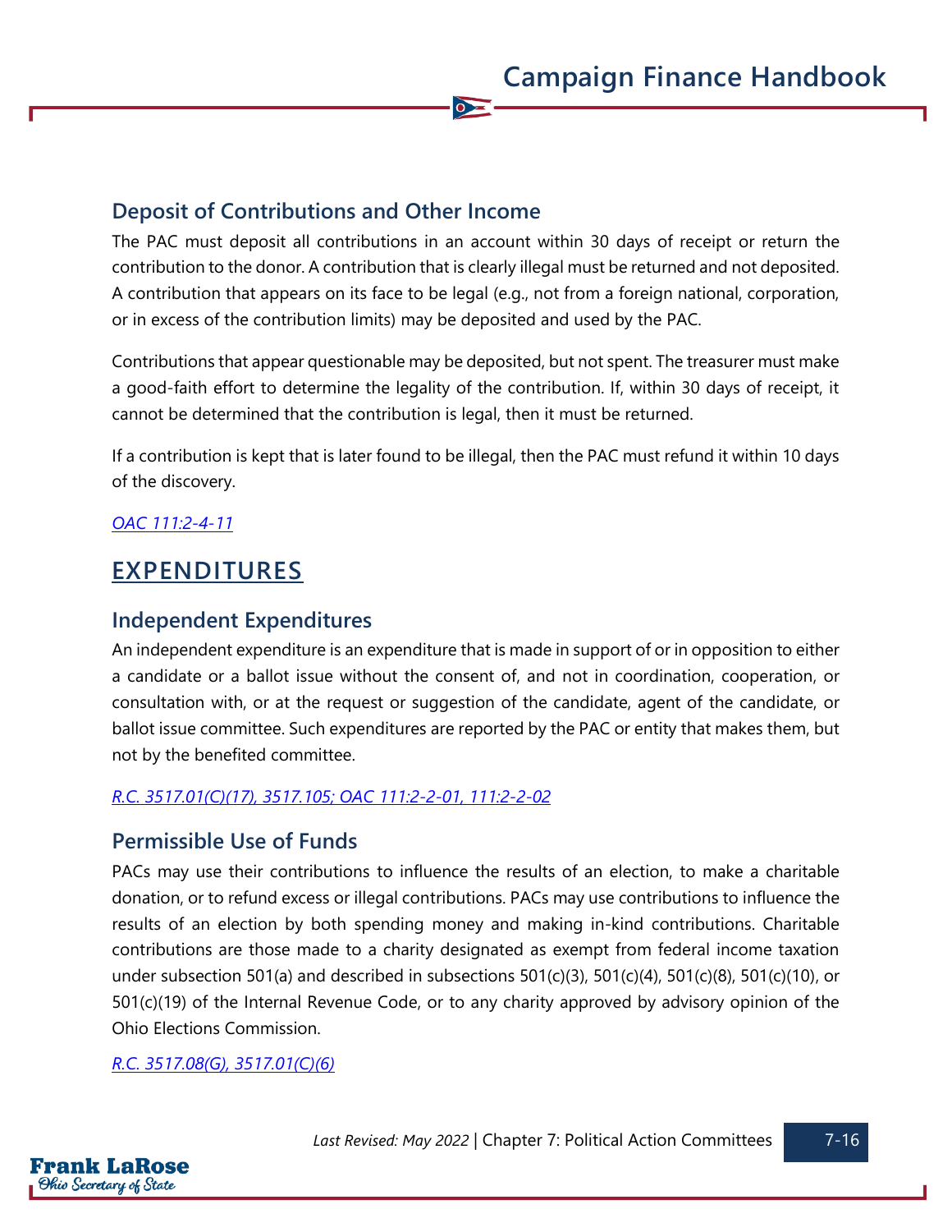### Deposit of Contributions and Other Income

The PAC must deposit all contributions in an account within 30 days of receipt or return the contribution to the donor. A contribution that is clearly illegal must be returned and not deposited. A contribution that appears on its face to be legal (e.g., not from a foreign national, corporation, or in excess of the contribution limits) may be deposited and used by the PAC.

Contributions that appear questionable may be deposited, but not spent. The treasurer must make a good-faith effort to determine the legality of the contribution. If, within 30 days of receipt, it cannot be determined that the contribution is legal, then it must be returned.

If a contribution is kept that is later found to be illegal, then the PAC must refund it within 10 days of the discovery.

*OAC 111:2-4-11*

## EXPENDITURES

### Independent Expenditures

An independent expenditure is an expenditure that is made in support of or in opposition to either a candidate or a ballot issue without the consent of, and not in coordination, cooperation, or consultation with, or at the request or suggestion of the candidate, agent of the candidate, or ballot issue committee. Such expenditures are reported by the PAC or entity that makes them, but not by the benefited committee.

*R.C. 3517.01(C)(17), 3517.105; OAC 111:2-2-01, 111:2-2-02*

### Permissible Use of Funds

PACs may use their contributions to influence the results of an election, to make a charitable donation, or to refund excess or illegal contributions. PACs may use contributions to influence the results of an election by both spending money and making in-kind contributions. Charitable contributions are those made to a charity designated as exempt from federal income taxation under subsection 501(a) and described in subsections 501(c)(3), 501(c)(4), 501(c)(8), 501(c)(10), or 501(c)(19) of the Internal Revenue Code, or to any charity approved by advisory opinion of the Ohio Elections Commission.

*R.C. 3517.08(G), 3517.01(C)(6)*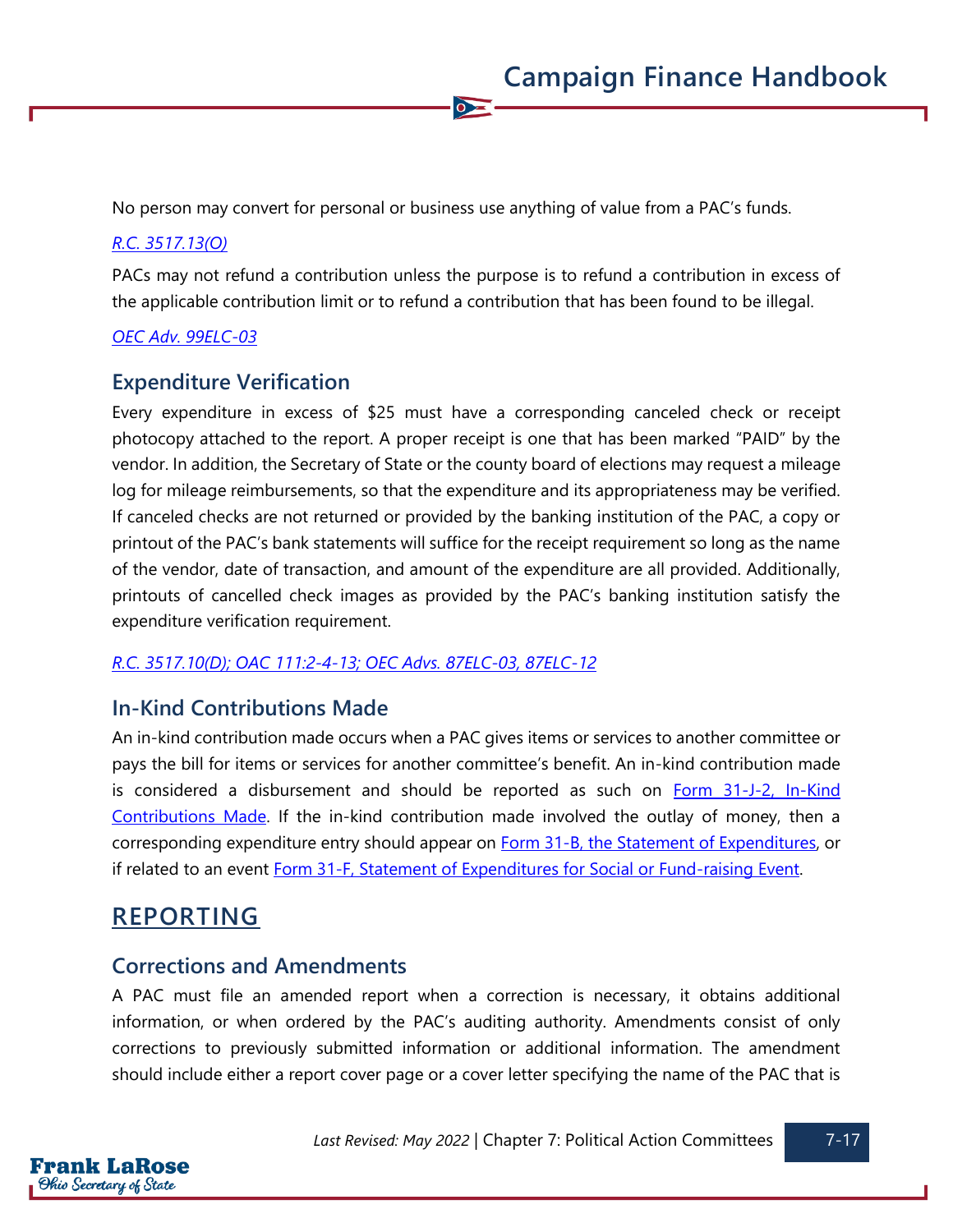No person may convert for personal or business use anything of value from a PAC's funds.

*R.C. 3517.13(O)*

PACs may not refund a contribution unless the purpose is to refund a contribution in excess of the applicable contribution limit or to refund a contribution that has been found to be illegal.

*OEC Adv. 99ELC-03*

### Expenditure Verification

Every expenditure in excess of $25 must have a corresponding canceled check or receipt photocopy attached to the report. A proper receipt is one that has been marked "PAID" by the vendor. In addition, the Secretary of State or the county board of elections may request a mileage log for mileage reimbursements, so that the expenditure and its appropriateness may be verified. If canceled checks are not returned or provided by the banking institution of the PAC, a copy or printout of the PAC's bank statements will suffice for the receipt requirement so long as the name of the vendor, date of transaction, and amount of the expenditure are all provided. Additionally, printouts of cancelled check images as provided by the PAC's banking institution satisfy the expenditure verification requirement.

*R.C. 3517.10(D); OAC 111:2-4-13; OEC Advs. 87ELC-03, 87ELC-12*

### In-Kind Contributions Made

An in-kind contribution made occurs when a PAC gives items or services to another committee or pays the bill for items or services for another committee's benefit. An in-kind contribution made is considered a disbursement and should be reported as such on Form 31-J-2, In-Kind Contributions Made. If the in-kind contribution made involved the outlay of money, then a corresponding expenditure entry should appear on Form 31-B, the Statement of Expenditures, or if related to an event Form 31-F, Statement of Expenditures for Social or Fund-raising Event.

## REPORTING

### Corrections and Amendments

A PAC must file an amended report when a correction is necessary, it obtains additional information, or when ordered by the PAC's auditing authority. Amendments consist of only corrections to previously submitted information or additional information. The amendment should include either a report cover page or a cover letter specifying the name of the PAC that is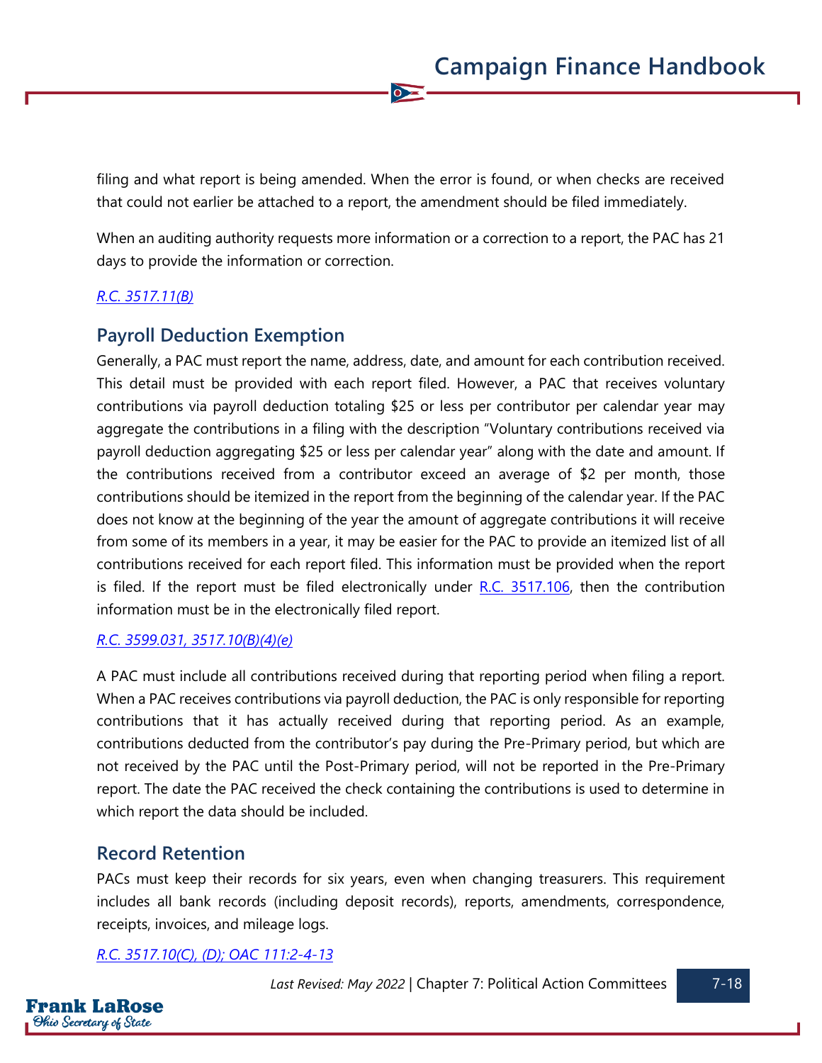filing and what report is being amended. When the error is found, or when checks are received that could not earlier be attached to a report, the amendment should be filed immediately.

When an auditing authority requests more information or a correction to a report, the PAC has 21 days to provide the information or correction.

*R.C. 3517.11(B)*

## Payroll Deduction Exemption

Generally, a PAC must report the name, address, date, and amount for each contribution received. This detail must be provided with each report filed. However, a PAC that receives voluntary contributions via payroll deduction totaling $25 or less per contributor per calendar year may aggregate the contributions in a filing with the description "Voluntary contributions received via payroll deduction aggregating $25 or less per calendar year" along with the date and amount. If the contributions received from a contributor exceed an average of $2 per month, those contributions should be itemized in the report from the beginning of the calendar year. If the PAC does not know at the beginning of the year the amount of aggregate contributions it will receive from some of its members in a year, it may be easier for the PAC to provide an itemized list of all contributions received for each report filed. This information must be provided when the report is filed. If the report must be filed electronically under R.C. 3517.106, then the contribution information must be in the electronically filed report.

*R.C. 3599.031, 3517.10(B)(4)(e)*

A PAC must include all contributions received during that reporting period when filing a report. When a PAC receives contributions via payroll deduction, the PAC is only responsible for reporting contributions that it has actually received during that reporting period. As an example, contributions deducted from the contributor's pay during the Pre-Primary period, but which are not received by the PAC until the Post-Primary period, will not be reported in the Pre-Primary report. The date the PAC received the check containing the contributions is used to determine in which report the data should be included.

## Record Retention

PACs must keep their records for six years, even when changing treasurers. This requirement includes all bank records (including deposit records), reports, amendments, correspondence, receipts, invoices, and mileage logs.

*R.C. 3517.10(C), (D); OAC 111:2-4-13*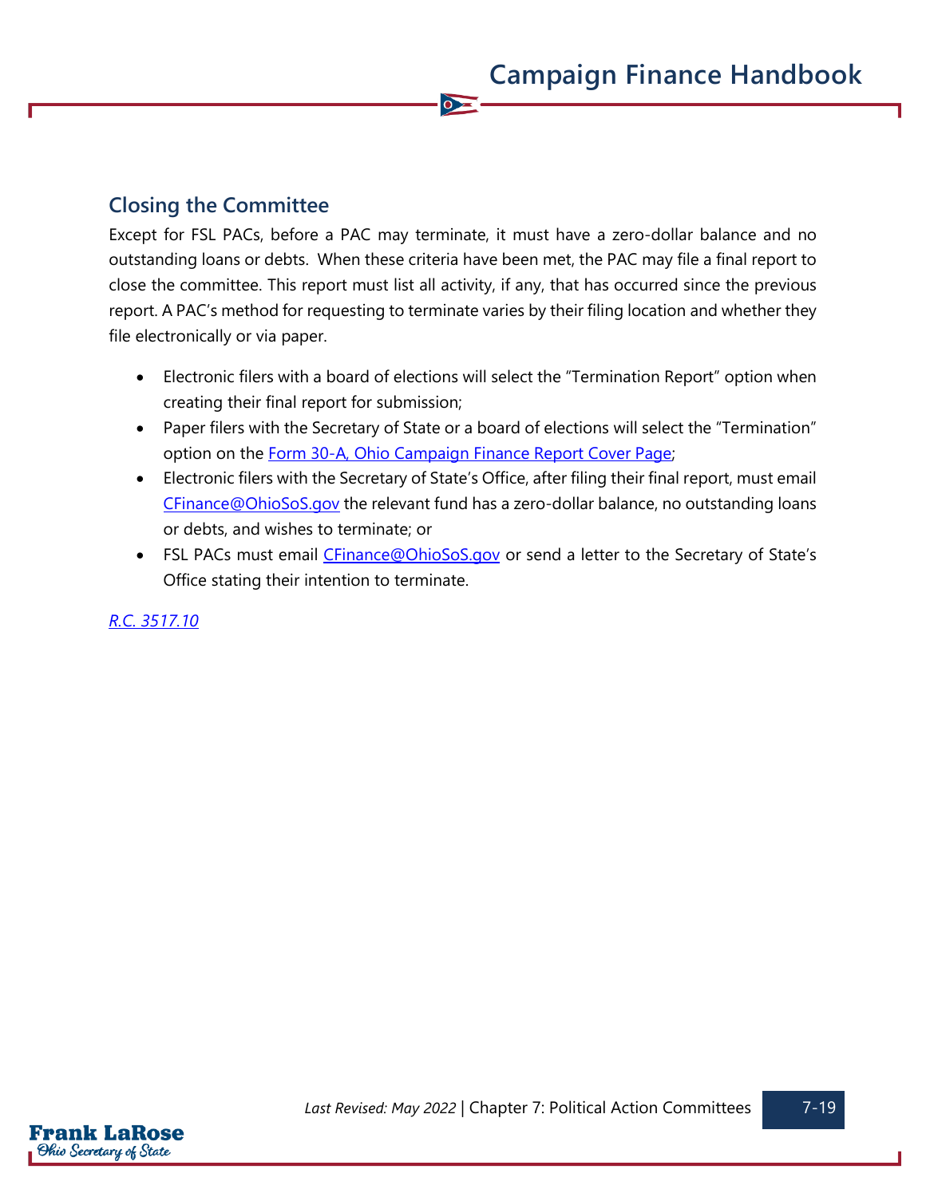## Closing the Committee

Except for FSL PACs, before a PAC may terminate, it must have a zero-dollar balance and no outstanding loans or debts. When these criteria have been met, the PAC may file a final report to close the committee. This report must list all activity, if any, that has occurred since the previous report. A PAC's method for requesting to terminate varies by their filing location and whether they file electronically or via paper.

- Electronic filers with a board of elections will select the "Termination Report" option when creating their final report for submission;
- Paper filers with the Secretary of State or a board of elections will select the "Termination" option on the [Form 30-A, Ohio Campaign Finance Report Cover Page](#);
- Electronic filers with the Secretary of State's Office, after filing their final report, must email [CFinance@OhioSoS.gov](mailto:CFinance@OhioSoS.gov) the relevant fund has a zero-dollar balance, no outstanding loans or debts, and wishes to terminate; or
- FSL PACs must email [CFinance@OhioSoS.gov](mailto:CFinance@OhioSoS.gov) or send a letter to the Secretary of State's Office stating their intention to terminate.

*[R.C. 3517.10](#)*